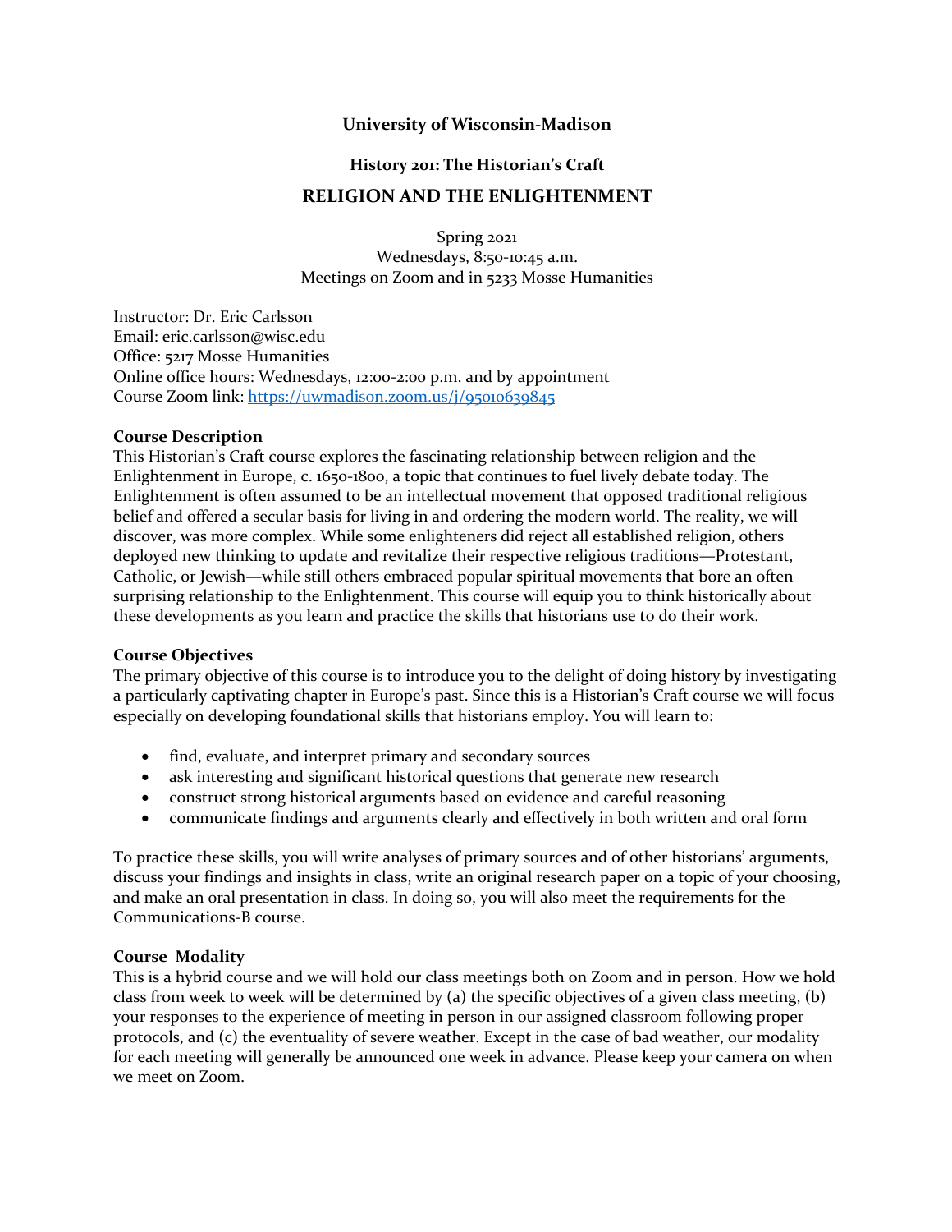**University of Wisconsin-Madison**

**History 201: The Historian's Craft**

# RELIGION AND THE ENLIGHTENMENT

Spring 2021
Wednesdays, 8:50-10:45 a.m.
Meetings on Zoom and in 5233 Mosse Humanities

Instructor: Dr. Eric Carlsson
Email: eric.carlsson@wisc.edu
Office: 5217 Mosse Humanities
Online office hours: Wednesdays, 12:00-2:00 p.m. and by appointment
Course Zoom link: https://uwmadison.zoom.us/j/95010639845

**Course Description**

This Historian's Craft course explores the fascinating relationship between religion and the Enlightenment in Europe, c. 1650-1800, a topic that continues to fuel lively debate today. The Enlightenment is often assumed to be an intellectual movement that opposed traditional religious belief and offered a secular basis for living in and ordering the modern world. The reality, we will discover, was more complex. While some enlighteners did reject all established religion, others deployed new thinking to update and revitalize their respective religious traditions—Protestant, Catholic, or Jewish—while still others embraced popular spiritual movements that bore an often surprising relationship to the Enlightenment. This course will equip you to think historically about these developments as you learn and practice the skills that historians use to do their work.

**Course Objectives**

The primary objective of this course is to introduce you to the delight of doing history by investigating a particularly captivating chapter in Europe's past. Since this is a Historian's Craft course we will focus especially on developing foundational skills that historians employ. You will learn to:

- find, evaluate, and interpret primary and secondary sources
- ask interesting and significant historical questions that generate new research
- construct strong historical arguments based on evidence and careful reasoning
- communicate findings and arguments clearly and effectively in both written and oral form

To practice these skills, you will write analyses of primary sources and of other historians' arguments, discuss your findings and insights in class, write an original research paper on a topic of your choosing, and make an oral presentation in class. In doing so, you will also meet the requirements for the Communications-B course.

**Course Modality**

This is a hybrid course and we will hold our class meetings both on Zoom and in person. How we hold class from week to week will be determined by (a) the specific objectives of a given class meeting, (b) your responses to the experience of meeting in person in our assigned classroom following proper protocols, and (c) the eventuality of severe weather. Except in the case of bad weather, our modality for each meeting will generally be announced one week in advance. Please keep your camera on when we meet on Zoom.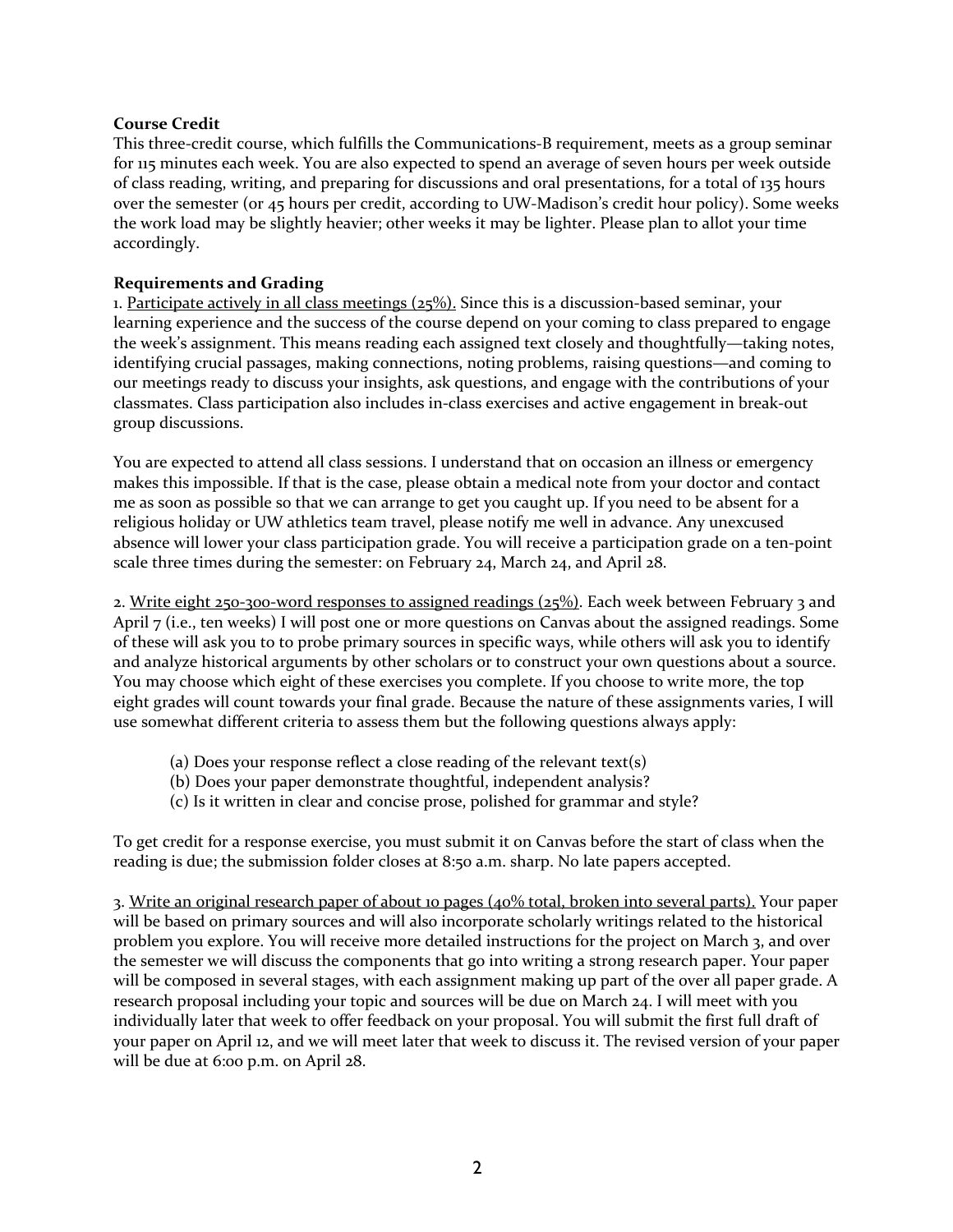**Course Credit**
This three-credit course, which fulfills the Communications-B requirement, meets as a group seminar for 115 minutes each week. You are also expected to spend an average of seven hours per week outside of class reading, writing, and preparing for discussions and oral presentations, for a total of 135 hours over the semester (or 45 hours per credit, according to UW-Madison's credit hour policy). Some weeks the work load may be slightly heavier; other weeks it may be lighter. Please plan to allot your time accordingly.

**Requirements and Grading**
1. <u>Participate actively in all class meetings (25%).</u> Since this is a discussion-based seminar, your learning experience and the success of the course depend on your coming to class prepared to engage the week's assignment. This means reading each assigned text closely and thoughtfully—taking notes, identifying crucial passages, making connections, noting problems, raising questions—and coming to our meetings ready to discuss your insights, ask questions, and engage with the contributions of your classmates. Class participation also includes in-class exercises and active engagement in break-out group discussions.

You are expected to attend all class sessions. I understand that on occasion an illness or emergency makes this impossible. If that is the case, please obtain a medical note from your doctor and contact me as soon as possible so that we can arrange to get you caught up. If you need to be absent for a religious holiday or UW athletics team travel, please notify me well in advance. Any unexcused absence will lower your class participation grade. You will receive a participation grade on a ten-point scale three times during the semester: on February 24, March 24, and April 28.

2. <u>Write eight 250-300-word responses to assigned readings (25%)</u>. Each week between February 3 and April 7 (i.e., ten weeks) I will post one or more questions on Canvas about the assigned readings. Some of these will ask you to to probe primary sources in specific ways, while others will ask you to identify and analyze historical arguments by other scholars or to construct your own questions about a source. You may choose which eight of these exercises you complete. If you choose to write more, the top eight grades will count towards your final grade. Because the nature of these assignments varies, I will use somewhat different criteria to assess them but the following questions always apply:

(a) Does your response reflect a close reading of the relevant text(s)
(b) Does your paper demonstrate thoughtful, independent analysis?
(c) Is it written in clear and concise prose, polished for grammar and style?

To get credit for a response exercise, you must submit it on Canvas before the start of class when the reading is due; the submission folder closes at 8:50 a.m. sharp. No late papers accepted.

3. <u>Write an original research paper of about 10 pages (40% total, broken into several parts).</u> Your paper will be based on primary sources and will also incorporate scholarly writings related to the historical problem you explore. You will receive more detailed instructions for the project on March 3, and over the semester we will discuss the components that go into writing a strong research paper. Your paper will be composed in several stages, with each assignment making up part of the over all paper grade. A research proposal including your topic and sources will be due on March 24. I will meet with you individually later that week to offer feedback on your proposal. You will submit the first full draft of your paper on April 12, and we will meet later that week to discuss it. The revised version of your paper will be due at 6:00 p.m. on April 28.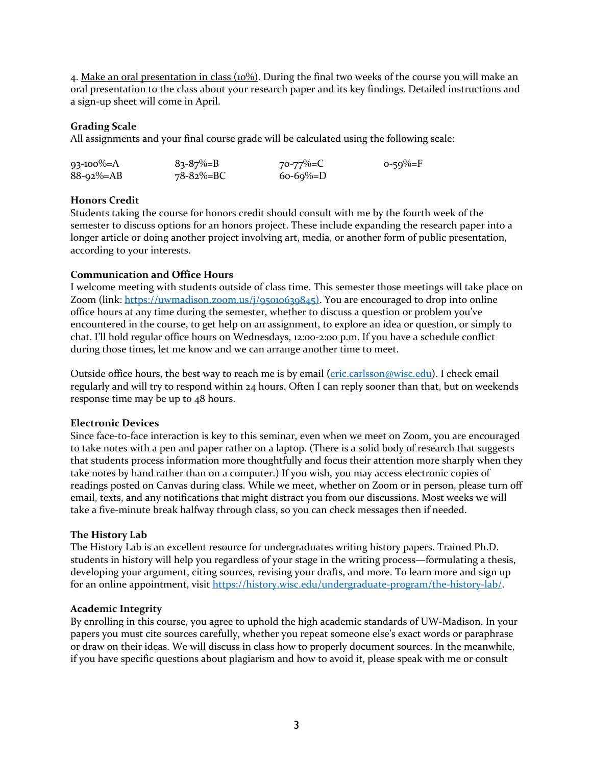4. Make an oral presentation in class (10%). During the final two weeks of the course you will make an oral presentation to the class about your research paper and its key findings. Detailed instructions and a sign-up sheet will come in April.

**Grading Scale**

All assignments and your final course grade will be calculated using the following scale:

| | | | |
|---|---|---|---|
| 93-100%=A | 83-87%=B | 70-77%=C | 0-59%=F |
| 88-92%=AB | 78-82%=BC | 60-69%=D | |

**Honors Credit**

Students taking the course for honors credit should consult with me by the fourth week of the semester to discuss options for an honors project. These include expanding the research paper into a longer article or doing another project involving art, media, or another form of public presentation, according to your interests.

**Communication and Office Hours**

I welcome meeting with students outside of class time. This semester those meetings will take place on Zoom (link: https://uwmadison.zoom.us/j/95010639845). You are encouraged to drop into online office hours at any time during the semester, whether to discuss a question or problem you've encountered in the course, to get help on an assignment, to explore an idea or question, or simply to chat. I'll hold regular office hours on Wednesdays, 12:00-2:00 p.m. If you have a schedule conflict during those times, let me know and we can arrange another time to meet.

Outside office hours, the best way to reach me is by email (eric.carlsson@wisc.edu). I check email regularly and will try to respond within 24 hours. Often I can reply sooner than that, but on weekends response time may be up to 48 hours.

**Electronic Devices**

Since face-to-face interaction is key to this seminar, even when we meet on Zoom, you are encouraged to take notes with a pen and paper rather on a laptop. (There is a solid body of research that suggests that students process information more thoughtfully and focus their attention more sharply when they take notes by hand rather than on a computer.) If you wish, you may access electronic copies of readings posted on Canvas during class. While we meet, whether on Zoom or in person, please turn off email, texts, and any notifications that might distract you from our discussions. Most weeks we will take a five-minute break halfway through class, so you can check messages then if needed.

**The History Lab**

The History Lab is an excellent resource for undergraduates writing history papers. Trained Ph.D. students in history will help you regardless of your stage in the writing process—formulating a thesis, developing your argument, citing sources, revising your drafts, and more. To learn more and sign up for an online appointment, visit https://history.wisc.edu/undergraduate-program/the-history-lab/.

**Academic Integrity**

By enrolling in this course, you agree to uphold the high academic standards of UW-Madison. In your papers you must cite sources carefully, whether you repeat someone else's exact words or paraphrase or draw on their ideas. We will discuss in class how to properly document sources. In the meanwhile, if you have specific questions about plagiarism and how to avoid it, please speak with me or consult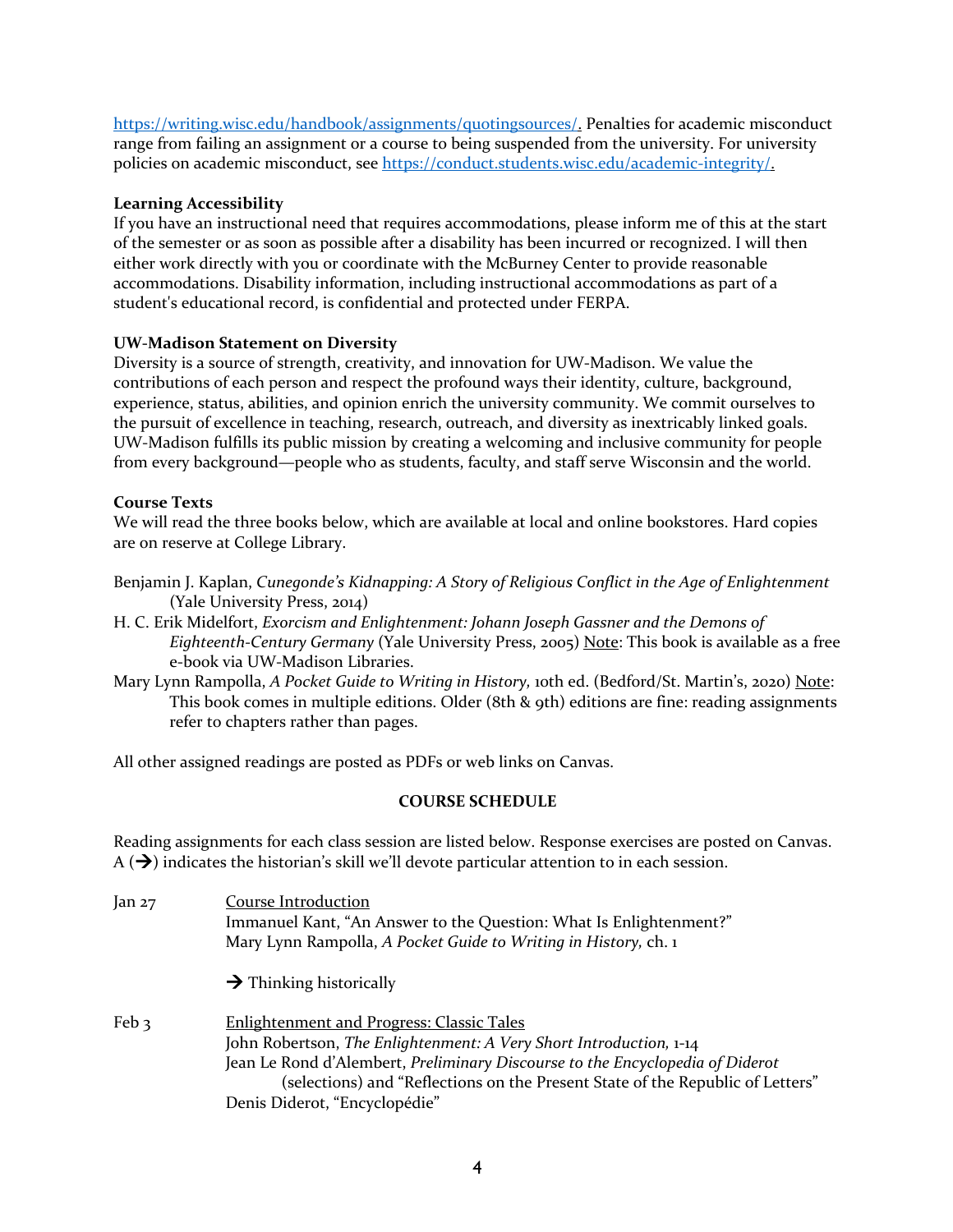https://writing.wisc.edu/handbook/assignments/quotingsources/. Penalties for academic misconduct range from failing an assignment or a course to being suspended from the university. For university policies on academic misconduct, see https://conduct.students.wisc.edu/academic-integrity/.

**Learning Accessibility**
If you have an instructional need that requires accommodations, please inform me of this at the start of the semester or as soon as possible after a disability has been incurred or recognized. I will then either work directly with you or coordinate with the McBurney Center to provide reasonable accommodations. Disability information, including instructional accommodations as part of a student's educational record, is confidential and protected under FERPA.

**UW-Madison Statement on Diversity**
Diversity is a source of strength, creativity, and innovation for UW-Madison. We value the contributions of each person and respect the profound ways their identity, culture, background, experience, status, abilities, and opinion enrich the university community. We commit ourselves to the pursuit of excellence in teaching, research, outreach, and diversity as inextricably linked goals. UW-Madison fulfills its public mission by creating a welcoming and inclusive community for people from every background—people who as students, faculty, and staff serve Wisconsin and the world.

**Course Texts**
We will read the three books below, which are available at local and online bookstores. Hard copies are on reserve at College Library.

Benjamin J. Kaplan, *Cunegonde's Kidnapping: A Story of Religious Conflict in the Age of Enlightenment* (Yale University Press, 2014)
H. C. Erik Midelfort, *Exorcism and Enlightenment: Johann Joseph Gassner and the Demons of Eighteenth-Century Germany* (Yale University Press, 2005) Note: This book is available as a free e-book via UW-Madison Libraries.
Mary Lynn Rampolla, *A Pocket Guide to Writing in History,* 10th ed. (Bedford/St. Martin's, 2020) Note: This book comes in multiple editions. Older (8th & 9th) editions are fine: reading assignments refer to chapters rather than pages.

All other assigned readings are posted as PDFs or web links on Canvas.

## COURSE SCHEDULE

Reading assignments for each class session are listed below. Response exercises are posted on Canvas. A (→) indicates the historian's skill we'll devote particular attention to in each session.

**Jan 27** — Course Introduction
Immanuel Kant, "An Answer to the Question: What Is Enlightenment?"
Mary Lynn Rampolla, *A Pocket Guide to Writing in History,* ch. 1

→ Thinking historically

**Feb 3** — Enlightenment and Progress: Classic Tales
John Robertson, *The Enlightenment: A Very Short Introduction,* 1-14
Jean Le Rond d'Alembert, *Preliminary Discourse to the Encyclopedia of Diderot* (selections) and "Reflections on the Present State of the Republic of Letters"
Denis Diderot, "Encyclopédie"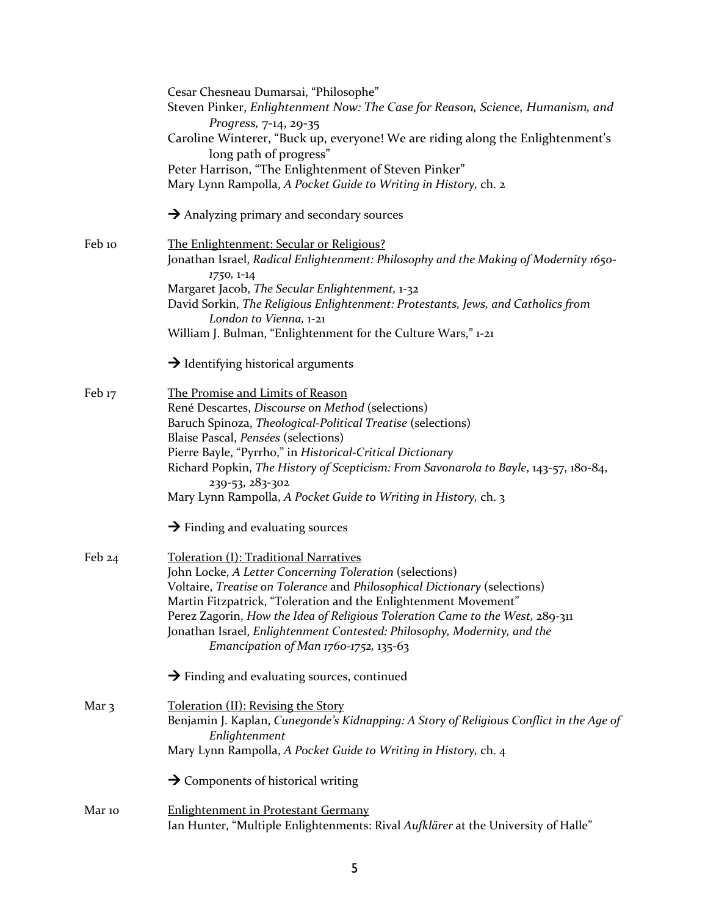Cesar Chesneau Dumarsai, "Philosophe"
Steven Pinker, *Enlightenment Now: The Case for Reason, Science, Humanism, and Progress,* 7-14, 29-35
Caroline Winterer, "Buck up, everyone! We are riding along the Enlightenment's long path of progress"
Peter Harrison, "The Enlightenment of Steven Pinker"
Mary Lynn Rampolla, *A Pocket Guide to Writing in History,* ch. 2

→ Analyzing primary and secondary sources

**Feb 10** — <u>The Enlightenment: Secular or Religious?</u>
Jonathan Israel, *Radical Enlightenment: Philosophy and the Making of Modernity 1650-1750,* 1-14
Margaret Jacob, *The Secular Enlightenment,* 1-32
David Sorkin, *The Religious Enlightenment: Protestants, Jews, and Catholics from London to Vienna,* 1-21
William J. Bulman, "Enlightenment for the Culture Wars," 1-21

→ Identifying historical arguments

**Feb 17** — <u>The Promise and Limits of Reason</u>
René Descartes, *Discourse on Method* (selections)
Baruch Spinoza, *Theological-Political Treatise* (selections)
Blaise Pascal, *Pensées* (selections)
Pierre Bayle, "Pyrrho," in *Historical-Critical Dictionary*
Richard Popkin, *The History of Scepticism: From Savonarola to Bayle*, 143-57, 180-84, 239-53, 283-302
Mary Lynn Rampolla, *A Pocket Guide to Writing in History,* ch. 3

→ Finding and evaluating sources

**Feb 24** — <u>Toleration (I): Traditional Narratives</u>
John Locke, *A Letter Concerning Toleration* (selections)
Voltaire, *Treatise on Tolerance* and *Philosophical Dictionary* (selections)
Martin Fitzpatrick, "Toleration and the Enlightenment Movement"
Perez Zagorin, *How the Idea of Religious Toleration Came to the West,* 289-311
Jonathan Israel, *Enlightenment Contested: Philosophy, Modernity, and the Emancipation of Man 1760-1752,* 135-63

→ Finding and evaluating sources, continued

**Mar 3** — <u>Toleration (II): Revising the Story</u>
Benjamin J. Kaplan, *Cunegonde's Kidnapping: A Story of Religious Conflict in the Age of Enlightenment*
Mary Lynn Rampolla, *A Pocket Guide to Writing in History,* ch. 4

→ Components of historical writing

**Mar 10** — <u>Enlightenment in Protestant Germany</u>
Ian Hunter, "Multiple Enlightenments: Rival *Aufklärer* at the University of Halle"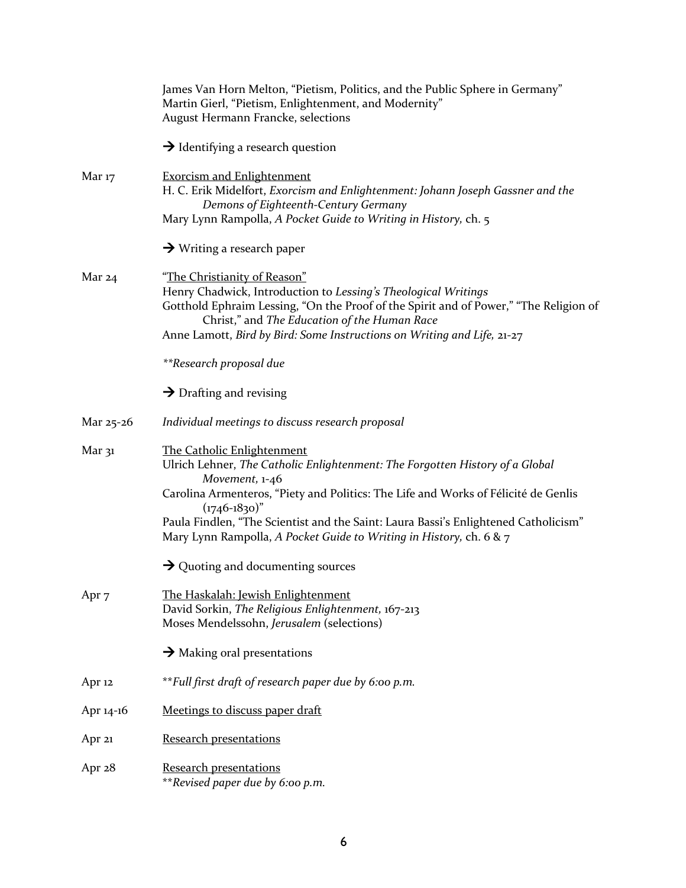James Van Horn Melton, "Pietism, Politics, and the Public Sphere in Germany"
Martin Gierl, "Pietism, Enlightenment, and Modernity"
August Hermann Francke, selections

→ Identifying a research question

Mar 17 — <u>Exorcism and Enlightenment</u>
H. C. Erik Midelfort, *Exorcism and Enlightenment: Johann Joseph Gassner and the Demons of Eighteenth-Century Germany*
Mary Lynn Rampolla, *A Pocket Guide to Writing in History,* ch. 5

→ Writing a research paper

Mar 24 — <u>"The Christianity of Reason"</u>
Henry Chadwick, Introduction to *Lessing's Theological Writings*
Gotthold Ephraim Lessing, "On the Proof of the Spirit and of Power," "The Religion of Christ," and *The Education of the Human Race*
Anne Lamott, *Bird by Bird: Some Instructions on Writing and Life,* 21-27

*\*\*Research proposal due*

→ Drafting and revising

Mar 25-26 — *Individual meetings to discuss research proposal*

Mar 31 — <u>The Catholic Enlightenment</u>
Ulrich Lehner, *The Catholic Enlightenment: The Forgotten History of a Global Movement,* 1-46
Carolina Armenteros, "Piety and Politics: The Life and Works of Félicité de Genlis (1746-1830)"
Paula Findlen, "The Scientist and the Saint: Laura Bassi's Enlightened Catholicism"
Mary Lynn Rampolla, *A Pocket Guide to Writing in History,* ch. 6 & 7

→ Quoting and documenting sources

Apr 7 — <u>The Haskalah: Jewish Enlightenment</u>
David Sorkin, *The Religious Enlightenment,* 167-213
Moses Mendelssohn, *Jerusalem* (selections)

→ Making oral presentations

Apr 12 — \*\**Full first draft of research paper due by 6:00 p.m.*

Apr 14-16 — <u>Meetings to discuss paper draft</u>

Apr 21 — <u>Research presentations</u>

Apr 28 — <u>Research presentations</u>
\*\**Revised paper due by 6:00 p.m.*